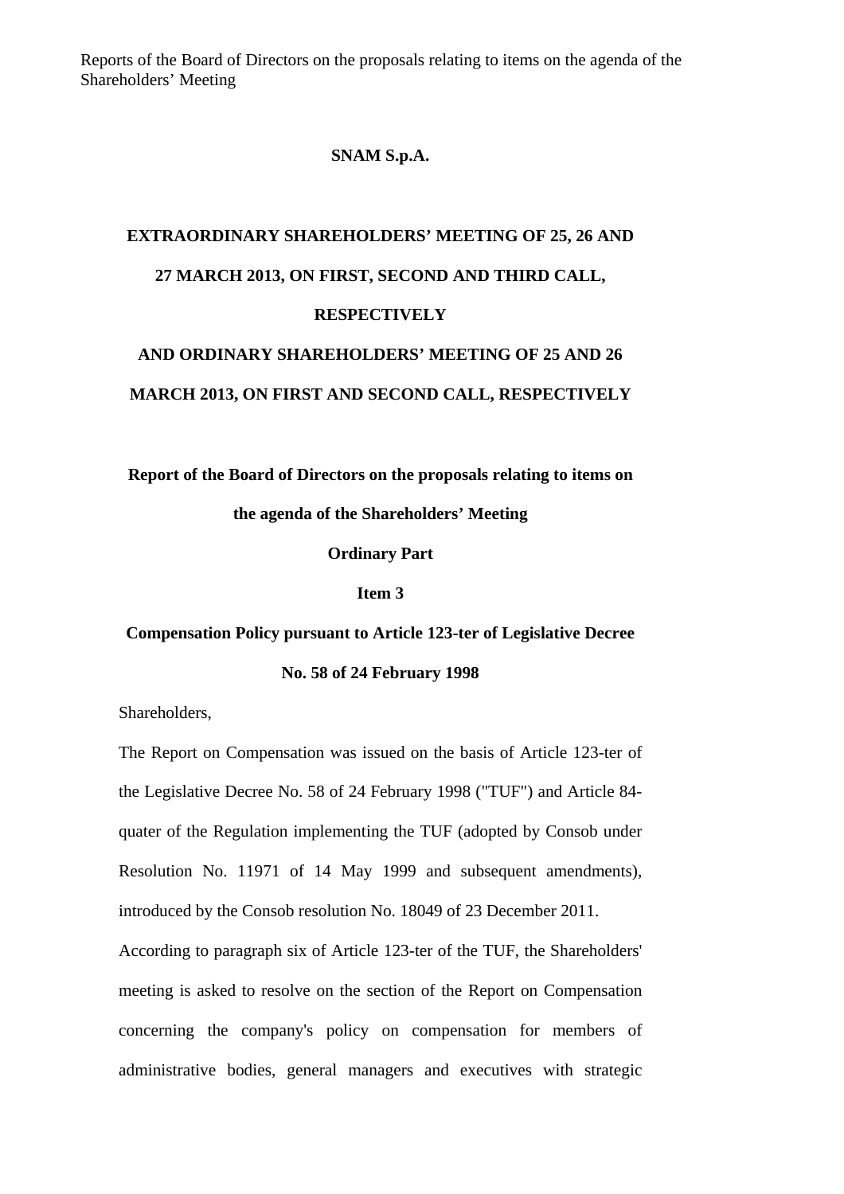Reports of the Board of Directors on the proposals relating to items on the agenda of the Shareholders' Meeting

**SNAM S.p.A.**

**EXTRAORDINARY SHAREHOLDERS' MEETING OF 25, 26 AND 27 MARCH 2013, ON FIRST, SECOND AND THIRD CALL, RESPECTIVELY**

**AND ORDINARY SHAREHOLDERS' MEETING OF 25 AND 26 MARCH 2013, ON FIRST AND SECOND CALL, RESPECTIVELY**

**Report of the Board of Directors on the proposals relating to items on the agenda of the Shareholders' Meeting**

**Ordinary Part**

**Item 3**

**Compensation Policy pursuant to Article 123-ter of Legislative Decree No. 58 of 24 February 1998**

Shareholders,

The Report on Compensation was issued on the basis of Article 123-ter of the Legislative Decree No. 58 of 24 February 1998 ("TUF") and Article 84-quater of the Regulation implementing the TUF (adopted by Consob under Resolution No. 11971 of 14 May 1999 and subsequent amendments), introduced by the Consob resolution No. 18049 of 23 December 2011.

According to paragraph six of Article 123-ter of the TUF, the Shareholders' meeting is asked to resolve on the section of the Report on Compensation concerning the company's policy on compensation for members of administrative bodies, general managers and executives with strategic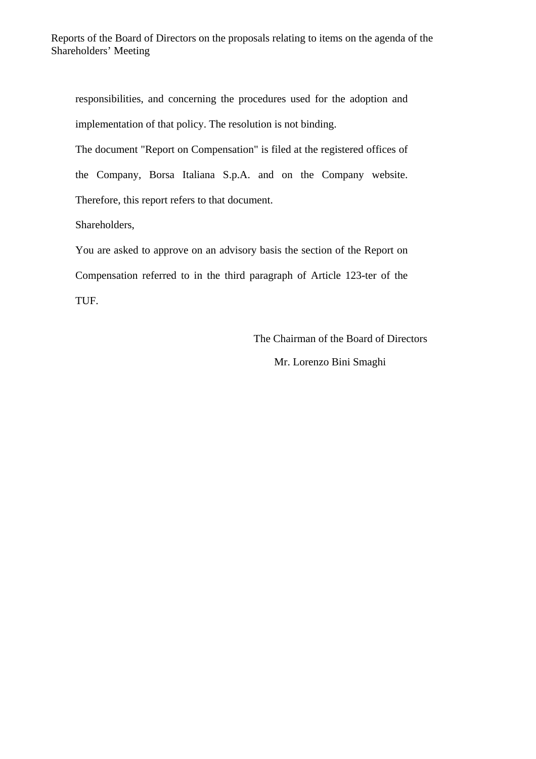responsibilities, and concerning the procedures used for the adoption and implementation of that policy. The resolution is not binding.

The document "Report on Compensation" is filed at the registered offices of the Company, Borsa Italiana S.p.A. and on the Company website. Therefore, this report refers to that document.

Shareholders,

You are asked to approve on an advisory basis the section of the Report on Compensation referred to in the third paragraph of Article 123-ter of the TUF.

The Chairman of the Board of Directors

Mr. Lorenzo Bini Smaghi